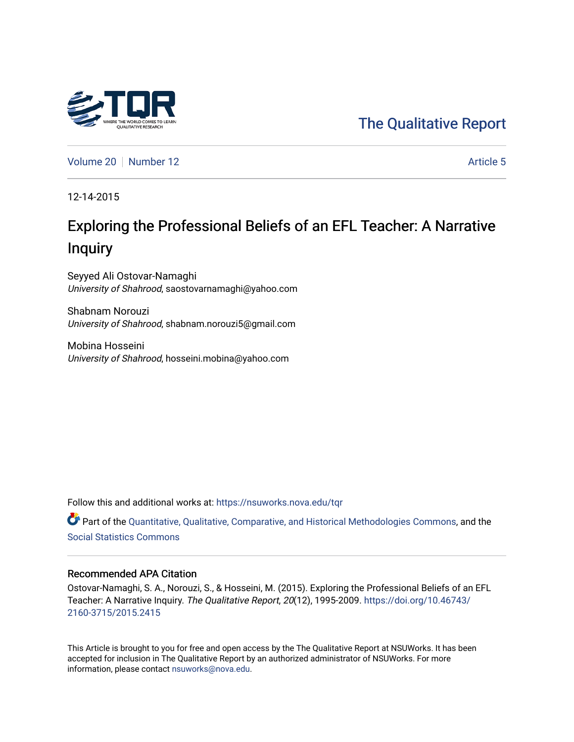The Qualitative Report

Volume 20 | Number 12 | Article 5

12-14-2015

# Exploring the Professional Beliefs of an EFL Teacher: A Narrative Inquiry

Seyyed Ali Ostovar-Namaghi
*University of Shahrood*, saostovarnamaghi@yahoo.com

Shabnam Norouzi
*University of Shahrood*, shabnam.norouzi5@gmail.com

Mobina Hosseini
*University of Shahrood*, hosseini.mobina@yahoo.com

Follow this and additional works at: https://nsuworks.nova.edu/tqr

Part of the Quantitative, Qualitative, Comparative, and Historical Methodologies Commons, and the Social Statistics Commons

## Recommended APA Citation

Ostovar-Namaghi, S. A., Norouzi, S., & Hosseini, M. (2015). Exploring the Professional Beliefs of an EFL Teacher: A Narrative Inquiry. *The Qualitative Report*, *20*(12), 1995-2009. https://doi.org/10.46743/2160-3715/2015.2415

This Article is brought to you for free and open access by the The Qualitative Report at NSUWorks. It has been accepted for inclusion in The Qualitative Report by an authorized administrator of NSUWorks. For more information, please contact nsuworks@nova.edu.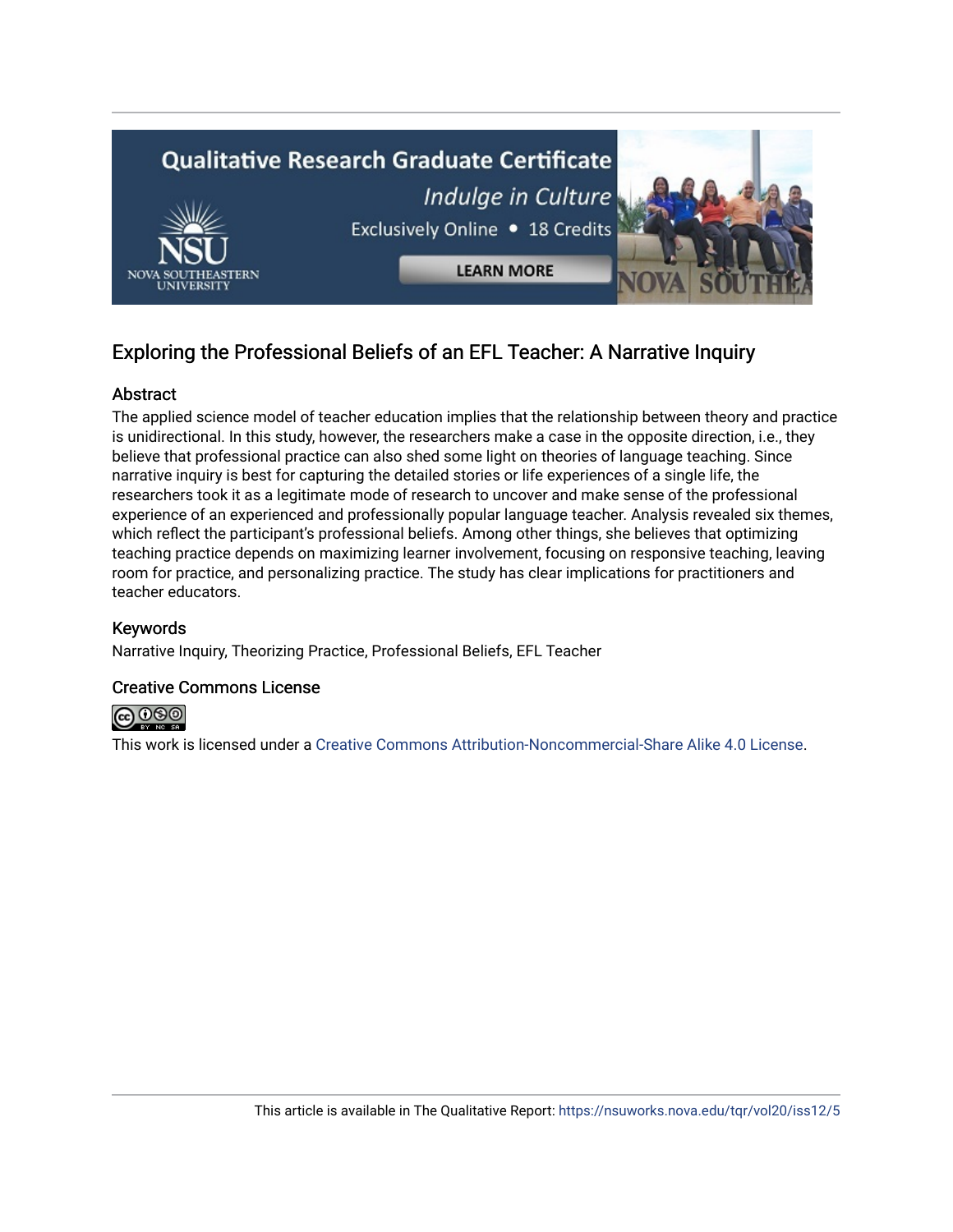# Exploring the Professional Beliefs of an EFL Teacher: A Narrative Inquiry

## Abstract

The applied science model of teacher education implies that the relationship between theory and practice is unidirectional. In this study, however, the researchers make a case in the opposite direction, i.e., they believe that professional practice can also shed some light on theories of language teaching. Since narrative inquiry is best for capturing the detailed stories or life experiences of a single life, the researchers took it as a legitimate mode of research to uncover and make sense of the professional experience of an experienced and professionally popular language teacher. Analysis revealed six themes, which reflect the participant's professional beliefs. Among other things, she believes that optimizing teaching practice depends on maximizing learner involvement, focusing on responsive teaching, leaving room for practice, and personalizing practice. The study has clear implications for practitioners and teacher educators.

## Keywords

Narrative Inquiry, Theorizing Practice, Professional Beliefs, EFL Teacher

## Creative Commons License

This work is licensed under a Creative Commons Attribution-Noncommercial-Share Alike 4.0 License.

This article is available in The Qualitative Report: https://nsuworks.nova.edu/tqr/vol20/iss12/5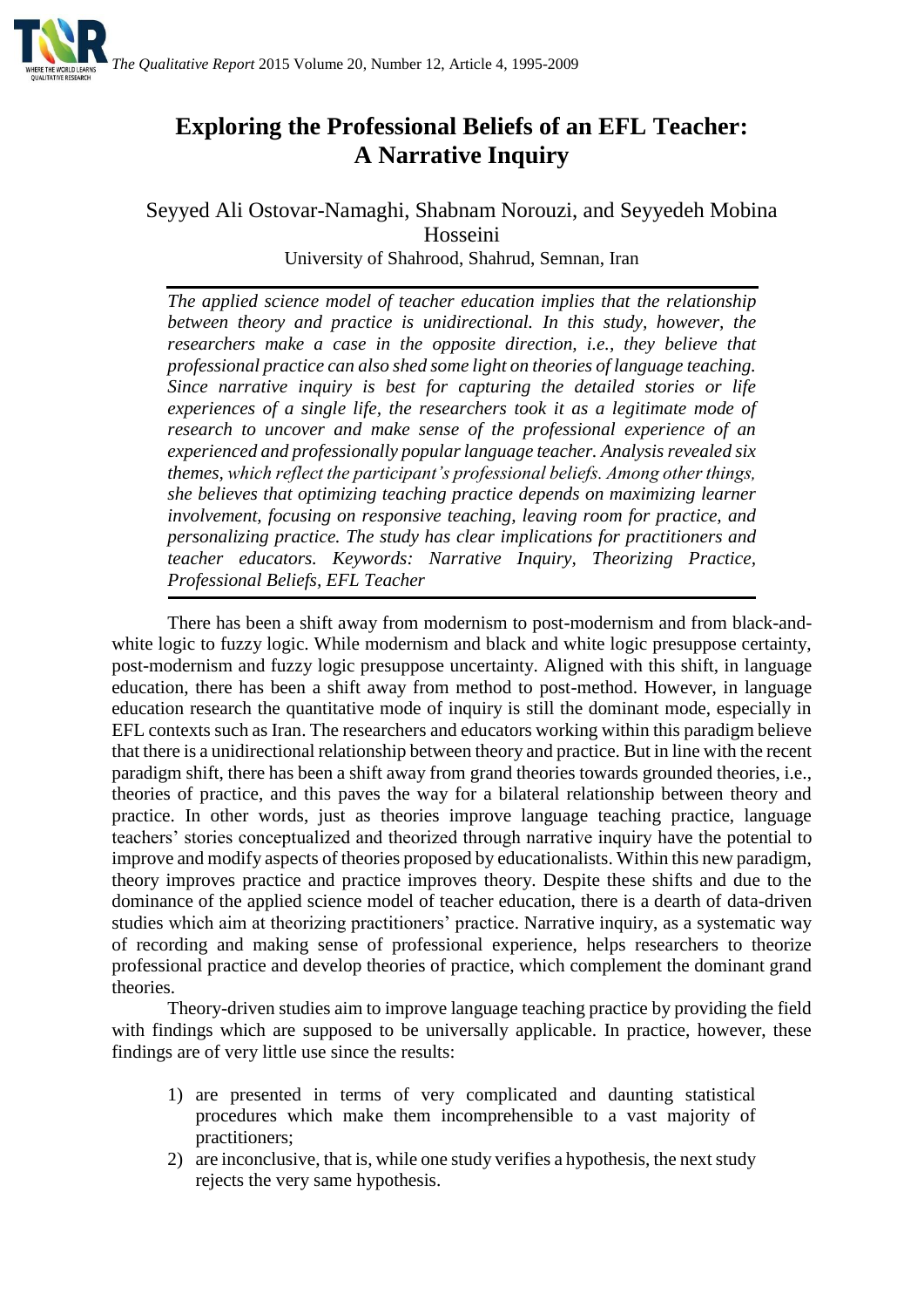# Exploring the Professional Beliefs of an EFL Teacher: A Narrative Inquiry

Seyyed Ali Ostovar-Namaghi, Shabnam Norouzi, and Seyyedeh Mobina Hosseini

University of Shahrood, Shahrud, Semnan, Iran

*The applied science model of teacher education implies that the relationship between theory and practice is unidirectional. In this study, however, the researchers make a case in the opposite direction, i.e., they believe that professional practice can also shed some light on theories of language teaching. Since narrative inquiry is best for capturing the detailed stories or life experiences of a single life, the researchers took it as a legitimate mode of research to uncover and make sense of the professional experience of an experienced and professionally popular language teacher. Analysis revealed six themes, which reflect the participant's professional beliefs. Among other things, she believes that optimizing teaching practice depends on maximizing learner involvement, focusing on responsive teaching, leaving room for practice, and personalizing practice. The study has clear implications for practitioners and teacher educators. Keywords: Narrative Inquiry, Theorizing Practice, Professional Beliefs, EFL Teacher*

There has been a shift away from modernism to post-modernism and from black-and-white logic to fuzzy logic. While modernism and black and white logic presuppose certainty, post-modernism and fuzzy logic presuppose uncertainty. Aligned with this shift, in language education, there has been a shift away from method to post-method. However, in language education research the quantitative mode of inquiry is still the dominant mode, especially in EFL contexts such as Iran. The researchers and educators working within this paradigm believe that there is a unidirectional relationship between theory and practice. But in line with the recent paradigm shift, there has been a shift away from grand theories towards grounded theories, i.e., theories of practice, and this paves the way for a bilateral relationship between theory and practice. In other words, just as theories improve language teaching practice, language teachers' stories conceptualized and theorized through narrative inquiry have the potential to improve and modify aspects of theories proposed by educationalists. Within this new paradigm, theory improves practice and practice improves theory. Despite these shifts and due to the dominance of the applied science model of teacher education, there is a dearth of data-driven studies which aim at theorizing practitioners' practice. Narrative inquiry, as a systematic way of recording and making sense of professional experience, helps researchers to theorize professional practice and develop theories of practice, which complement the dominant grand theories.

Theory-driven studies aim to improve language teaching practice by providing the field with findings which are supposed to be universally applicable. In practice, however, these findings are of very little use since the results:

1) are presented in terms of very complicated and daunting statistical procedures which make them incomprehensible to a vast majority of practitioners;
2) are inconclusive, that is, while one study verifies a hypothesis, the next study rejects the very same hypothesis.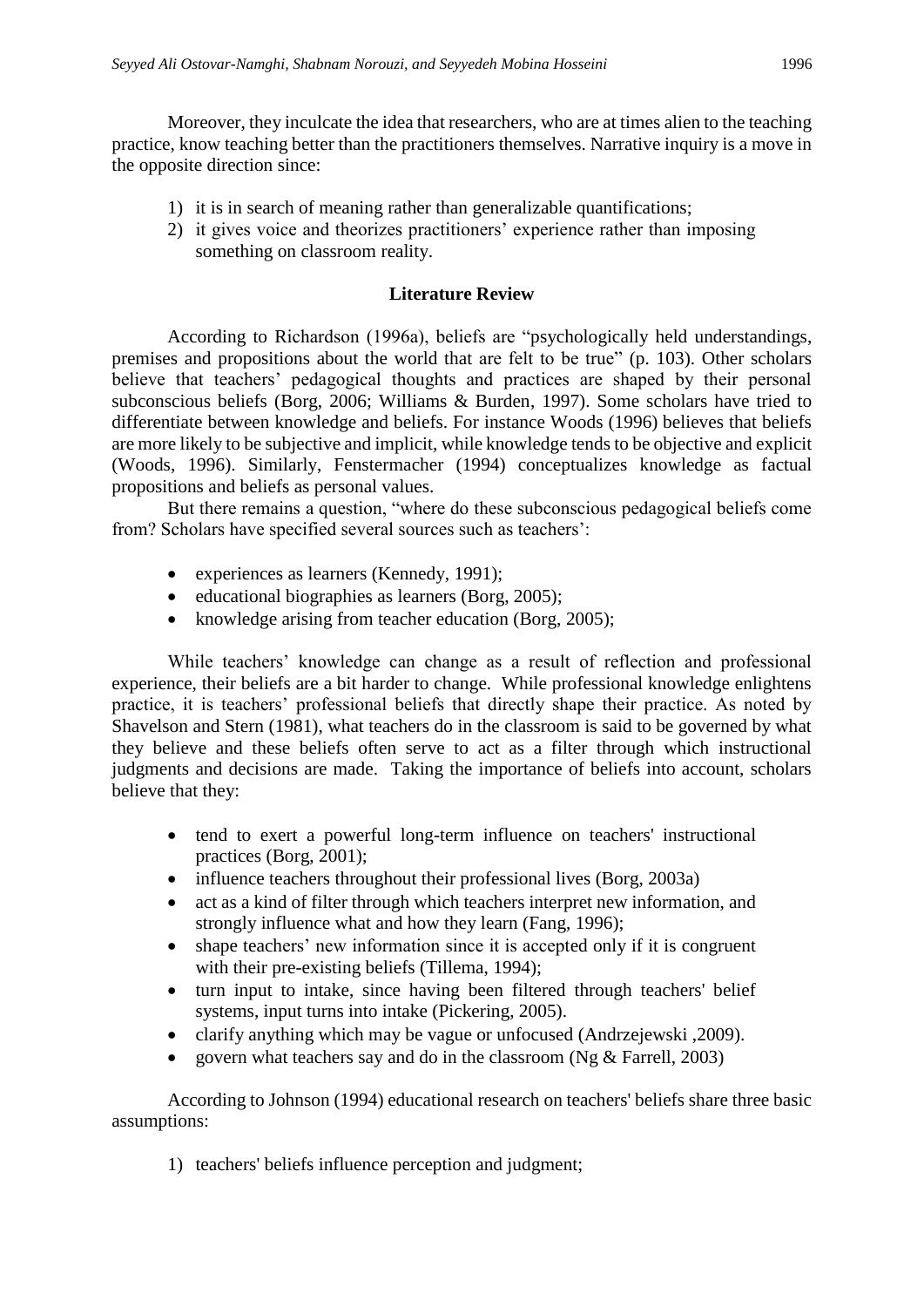Moreover, they inculcate the idea that researchers, who are at times alien to the teaching practice, know teaching better than the practitioners themselves. Narrative inquiry is a move in the opposite direction since:

1) it is in search of meaning rather than generalizable quantifications;
2) it gives voice and theorizes practitioners' experience rather than imposing something on classroom reality.

## Literature Review

According to Richardson (1996a), beliefs are "psychologically held understandings, premises and propositions about the world that are felt to be true" (p. 103). Other scholars believe that teachers' pedagogical thoughts and practices are shaped by their personal subconscious beliefs (Borg, 2006; Williams & Burden, 1997). Some scholars have tried to differentiate between knowledge and beliefs. For instance Woods (1996) believes that beliefs are more likely to be subjective and implicit, while knowledge tends to be objective and explicit (Woods, 1996). Similarly, Fenstermacher (1994) conceptualizes knowledge as factual propositions and beliefs as personal values.

But there remains a question, "where do these subconscious pedagogical beliefs come from? Scholars have specified several sources such as teachers':

- experiences as learners (Kennedy, 1991);
- educational biographies as learners (Borg, 2005);
- knowledge arising from teacher education (Borg, 2005);

While teachers' knowledge can change as a result of reflection and professional experience, their beliefs are a bit harder to change. While professional knowledge enlightens practice, it is teachers' professional beliefs that directly shape their practice. As noted by Shavelson and Stern (1981), what teachers do in the classroom is said to be governed by what they believe and these beliefs often serve to act as a filter through which instructional judgments and decisions are made. Taking the importance of beliefs into account, scholars believe that they:

- tend to exert a powerful long-term influence on teachers' instructional practices (Borg, 2001);
- influence teachers throughout their professional lives (Borg, 2003a)
- act as a kind of filter through which teachers interpret new information, and strongly influence what and how they learn (Fang, 1996);
- shape teachers' new information since it is accepted only if it is congruent with their pre-existing beliefs (Tillema, 1994);
- turn input to intake, since having been filtered through teachers' belief systems, input turns into intake (Pickering, 2005).
- clarify anything which may be vague or unfocused (Andrzejewski ,2009).
- govern what teachers say and do in the classroom (Ng & Farrell, 2003)

According to Johnson (1994) educational research on teachers' beliefs share three basic assumptions:

1) teachers' beliefs influence perception and judgment;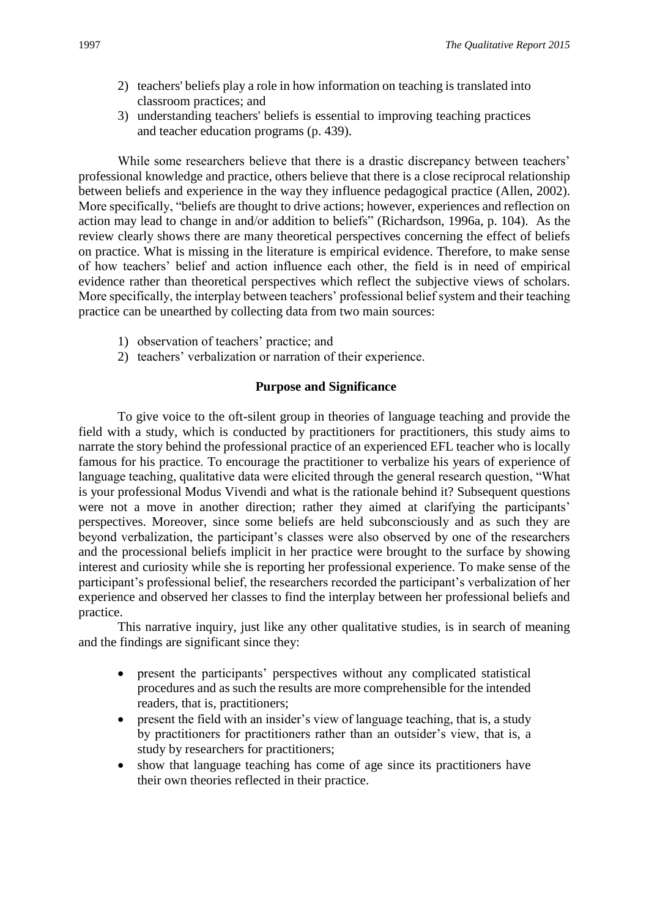2) teachers' beliefs play a role in how information on teaching is translated into classroom practices; and
3) understanding teachers' beliefs is essential to improving teaching practices and teacher education programs (p. 439).

While some researchers believe that there is a drastic discrepancy between teachers' professional knowledge and practice, others believe that there is a close reciprocal relationship between beliefs and experience in the way they influence pedagogical practice (Allen, 2002). More specifically, "beliefs are thought to drive actions; however, experiences and reflection on action may lead to change in and/or addition to beliefs" (Richardson, 1996a, p. 104). As the review clearly shows there are many theoretical perspectives concerning the effect of beliefs on practice. What is missing in the literature is empirical evidence. Therefore, to make sense of how teachers' belief and action influence each other, the field is in need of empirical evidence rather than theoretical perspectives which reflect the subjective views of scholars. More specifically, the interplay between teachers' professional belief system and their teaching practice can be unearthed by collecting data from two main sources:

1) observation of teachers' practice; and
2) teachers' verbalization or narration of their experience.

## Purpose and Significance

To give voice to the oft-silent group in theories of language teaching and provide the field with a study, which is conducted by practitioners for practitioners, this study aims to narrate the story behind the professional practice of an experienced EFL teacher who is locally famous for his practice. To encourage the practitioner to verbalize his years of experience of language teaching, qualitative data were elicited through the general research question, "What is your professional Modus Vivendi and what is the rationale behind it? Subsequent questions were not a move in another direction; rather they aimed at clarifying the participants' perspectives. Moreover, since some beliefs are held subconsciously and as such they are beyond verbalization, the participant's classes were also observed by one of the researchers and the processional beliefs implicit in her practice were brought to the surface by showing interest and curiosity while she is reporting her professional experience. To make sense of the participant's professional belief, the researchers recorded the participant's verbalization of her experience and observed her classes to find the interplay between her professional beliefs and practice.

This narrative inquiry, just like any other qualitative studies, is in search of meaning and the findings are significant since they:

- present the participants' perspectives without any complicated statistical procedures and as such the results are more comprehensible for the intended readers, that is, practitioners;
- present the field with an insider's view of language teaching, that is, a study by practitioners for practitioners rather than an outsider's view, that is, a study by researchers for practitioners;
- show that language teaching has come of age since its practitioners have their own theories reflected in their practice.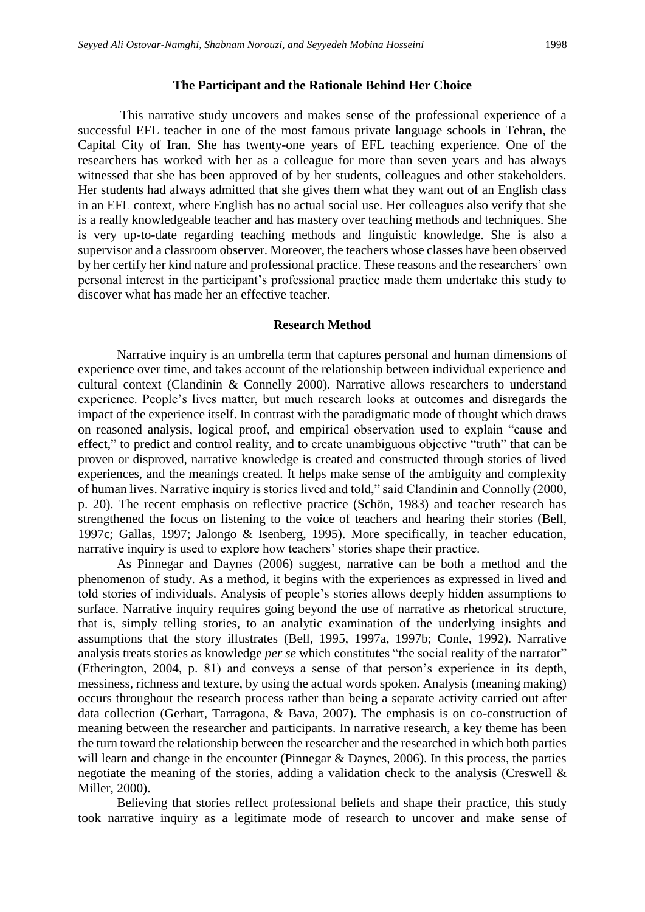## The Participant and the Rationale Behind Her Choice

This narrative study uncovers and makes sense of the professional experience of a successful EFL teacher in one of the most famous private language schools in Tehran, the Capital City of Iran. She has twenty-one years of EFL teaching experience. One of the researchers has worked with her as a colleague for more than seven years and has always witnessed that she has been approved of by her students, colleagues and other stakeholders. Her students had always admitted that she gives them what they want out of an English class in an EFL context, where English has no actual social use. Her colleagues also verify that she is a really knowledgeable teacher and has mastery over teaching methods and techniques. She is very up-to-date regarding teaching methods and linguistic knowledge. She is also a supervisor and a classroom observer. Moreover, the teachers whose classes have been observed by her certify her kind nature and professional practice. These reasons and the researchers' own personal interest in the participant's professional practice made them undertake this study to discover what has made her an effective teacher.

## Research Method

Narrative inquiry is an umbrella term that captures personal and human dimensions of experience over time, and takes account of the relationship between individual experience and cultural context (Clandinin & Connelly 2000). Narrative allows researchers to understand experience. People's lives matter, but much research looks at outcomes and disregards the impact of the experience itself. In contrast with the paradigmatic mode of thought which draws on reasoned analysis, logical proof, and empirical observation used to explain "cause and effect," to predict and control reality, and to create unambiguous objective "truth" that can be proven or disproved, narrative knowledge is created and constructed through stories of lived experiences, and the meanings created. It helps make sense of the ambiguity and complexity of human lives. Narrative inquiry is stories lived and told," said Clandinin and Connolly (2000, p. 20). The recent emphasis on reflective practice (Schön, 1983) and teacher research has strengthened the focus on listening to the voice of teachers and hearing their stories (Bell, 1997c; Gallas, 1997; Jalongo & Isenberg, 1995). More specifically, in teacher education, narrative inquiry is used to explore how teachers' stories shape their practice.

As Pinnegar and Daynes (2006) suggest, narrative can be both a method and the phenomenon of study. As a method, it begins with the experiences as expressed in lived and told stories of individuals. Analysis of people's stories allows deeply hidden assumptions to surface. Narrative inquiry requires going beyond the use of narrative as rhetorical structure, that is, simply telling stories, to an analytic examination of the underlying insights and assumptions that the story illustrates (Bell, 1995, 1997a, 1997b; Conle, 1992). Narrative analysis treats stories as knowledge *per se* which constitutes "the social reality of the narrator" (Etherington, 2004, p. 81) and conveys a sense of that person's experience in its depth, messiness, richness and texture, by using the actual words spoken. Analysis (meaning making) occurs throughout the research process rather than being a separate activity carried out after data collection (Gerhart, Tarragona, & Bava, 2007). The emphasis is on co-construction of meaning between the researcher and participants. In narrative research, a key theme has been the turn toward the relationship between the researcher and the researched in which both parties will learn and change in the encounter (Pinnegar & Daynes, 2006). In this process, the parties negotiate the meaning of the stories, adding a validation check to the analysis (Creswell & Miller, 2000).

Believing that stories reflect professional beliefs and shape their practice, this study took narrative inquiry as a legitimate mode of research to uncover and make sense of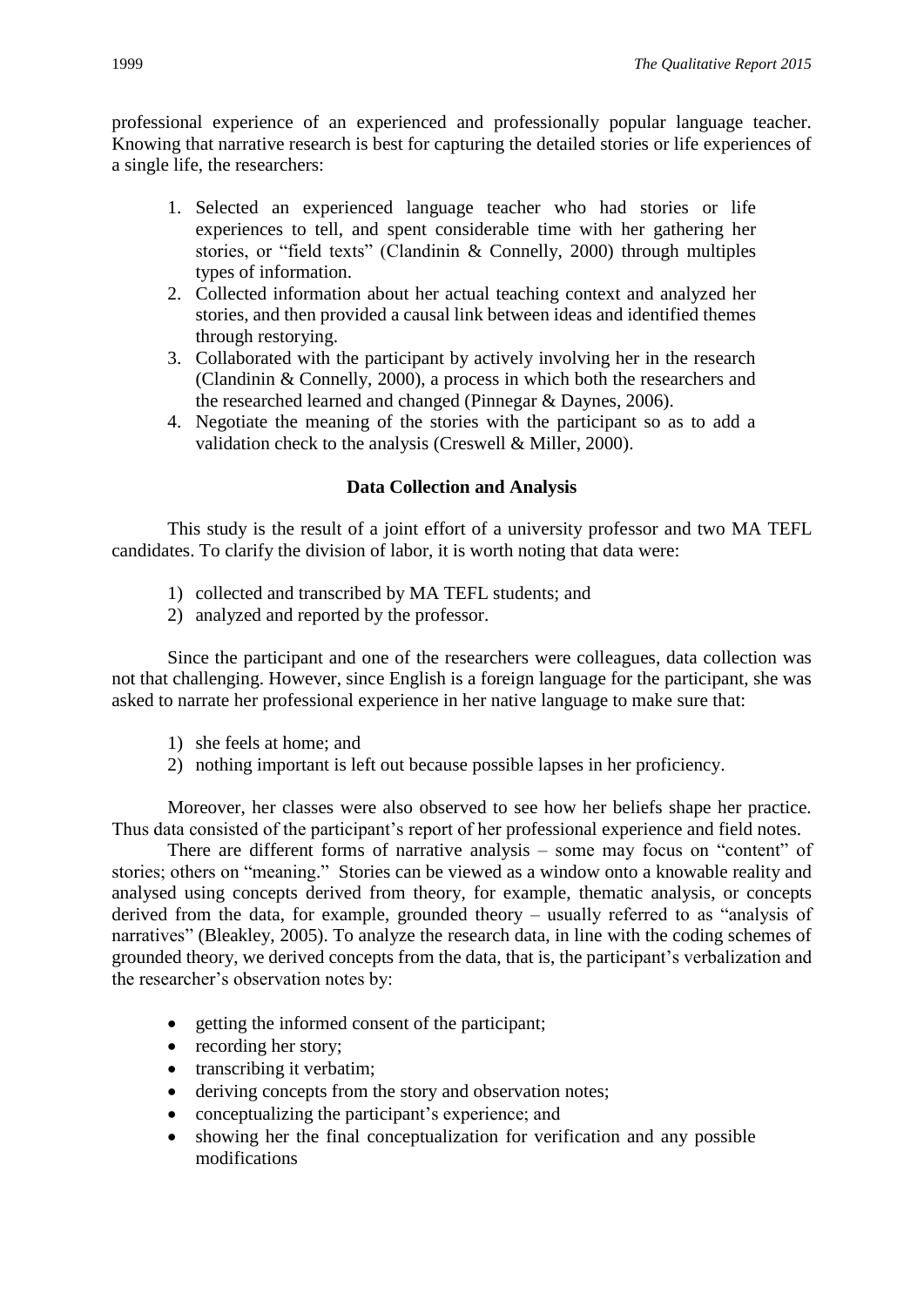professional experience of an experienced and professionally popular language teacher. Knowing that narrative research is best for capturing the detailed stories or life experiences of a single life, the researchers:

1. Selected an experienced language teacher who had stories or life experiences to tell, and spent considerable time with her gathering her stories, or "field texts" (Clandinin & Connelly, 2000) through multiples types of information.
2. Collected information about her actual teaching context and analyzed her stories, and then provided a causal link between ideas and identified themes through restorying.
3. Collaborated with the participant by actively involving her in the research (Clandinin & Connelly, 2000), a process in which both the researchers and the researched learned and changed (Pinnegar & Daynes, 2006).
4. Negotiate the meaning of the stories with the participant so as to add a validation check to the analysis (Creswell & Miller, 2000).

## Data Collection and Analysis

This study is the result of a joint effort of a university professor and two MA TEFL candidates. To clarify the division of labor, it is worth noting that data were:

1) collected and transcribed by MA TEFL students; and
2) analyzed and reported by the professor.

Since the participant and one of the researchers were colleagues, data collection was not that challenging. However, since English is a foreign language for the participant, she was asked to narrate her professional experience in her native language to make sure that:

1) she feels at home; and
2) nothing important is left out because possible lapses in her proficiency.

Moreover, her classes were also observed to see how her beliefs shape her practice. Thus data consisted of the participant's report of her professional experience and field notes.

There are different forms of narrative analysis – some may focus on "content" of stories; others on "meaning." Stories can be viewed as a window onto a knowable reality and analysed using concepts derived from theory, for example, thematic analysis, or concepts derived from the data, for example, grounded theory – usually referred to as "analysis of narratives" (Bleakley, 2005). To analyze the research data, in line with the coding schemes of grounded theory, we derived concepts from the data, that is, the participant's verbalization and the researcher's observation notes by:

- getting the informed consent of the participant;
- recording her story;
- transcribing it verbatim;
- deriving concepts from the story and observation notes;
- conceptualizing the participant's experience; and
- showing her the final conceptualization for verification and any possible modifications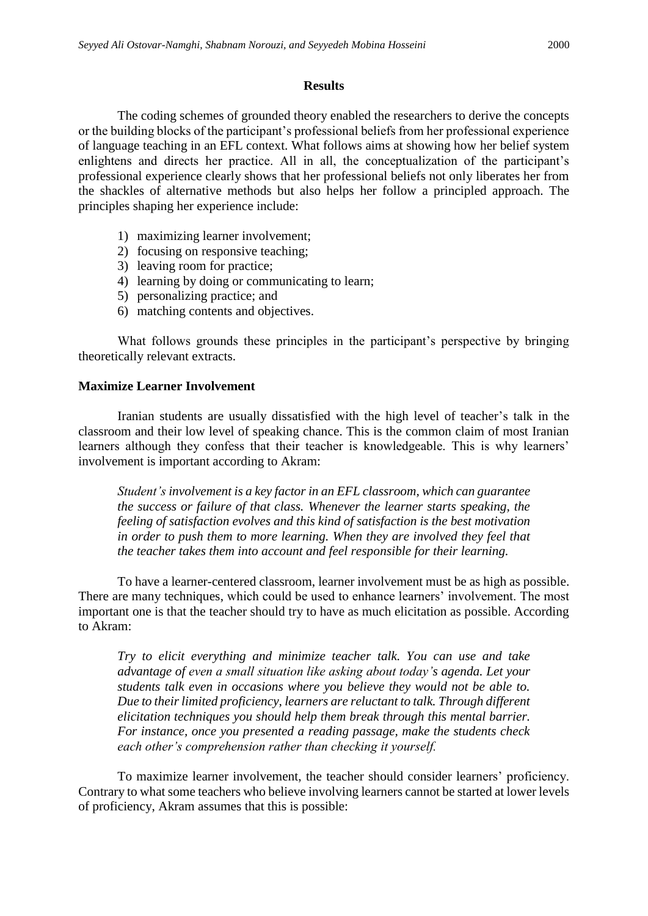**Results**

The coding schemes of grounded theory enabled the researchers to derive the concepts or the building blocks of the participant's professional beliefs from her professional experience of language teaching in an EFL context. What follows aims at showing how her belief system enlightens and directs her practice. All in all, the conceptualization of the participant's professional experience clearly shows that her professional beliefs not only liberates her from the shackles of alternative methods but also helps her follow a principled approach. The principles shaping her experience include:

1) maximizing learner involvement;
2) focusing on responsive teaching;
3) leaving room for practice;
4) learning by doing or communicating to learn;
5) personalizing practice; and
6) matching contents and objectives.

What follows grounds these principles in the participant's perspective by bringing theoretically relevant extracts.

**Maximize Learner Involvement**

Iranian students are usually dissatisfied with the high level of teacher's talk in the classroom and their low level of speaking chance. This is the common claim of most Iranian learners although they confess that their teacher is knowledgeable. This is why learners' involvement is important according to Akram:

> *Student's involvement is a key factor in an EFL classroom, which can guarantee the success or failure of that class. Whenever the learner starts speaking, the feeling of satisfaction evolves and this kind of satisfaction is the best motivation in order to push them to more learning. When they are involved they feel that the teacher takes them into account and feel responsible for their learning.*

To have a learner-centered classroom, learner involvement must be as high as possible. There are many techniques, which could be used to enhance learners' involvement. The most important one is that the teacher should try to have as much elicitation as possible. According to Akram:

> *Try to elicit everything and minimize teacher talk. You can use and take advantage of even a small situation like asking about today's agenda. Let your students talk even in occasions where you believe they would not be able to. Due to their limited proficiency, learners are reluctant to talk. Through different elicitation techniques you should help them break through this mental barrier. For instance, once you presented a reading passage, make the students check each other's comprehension rather than checking it yourself.*

To maximize learner involvement, the teacher should consider learners' proficiency. Contrary to what some teachers who believe involving learners cannot be started at lower levels of proficiency, Akram assumes that this is possible: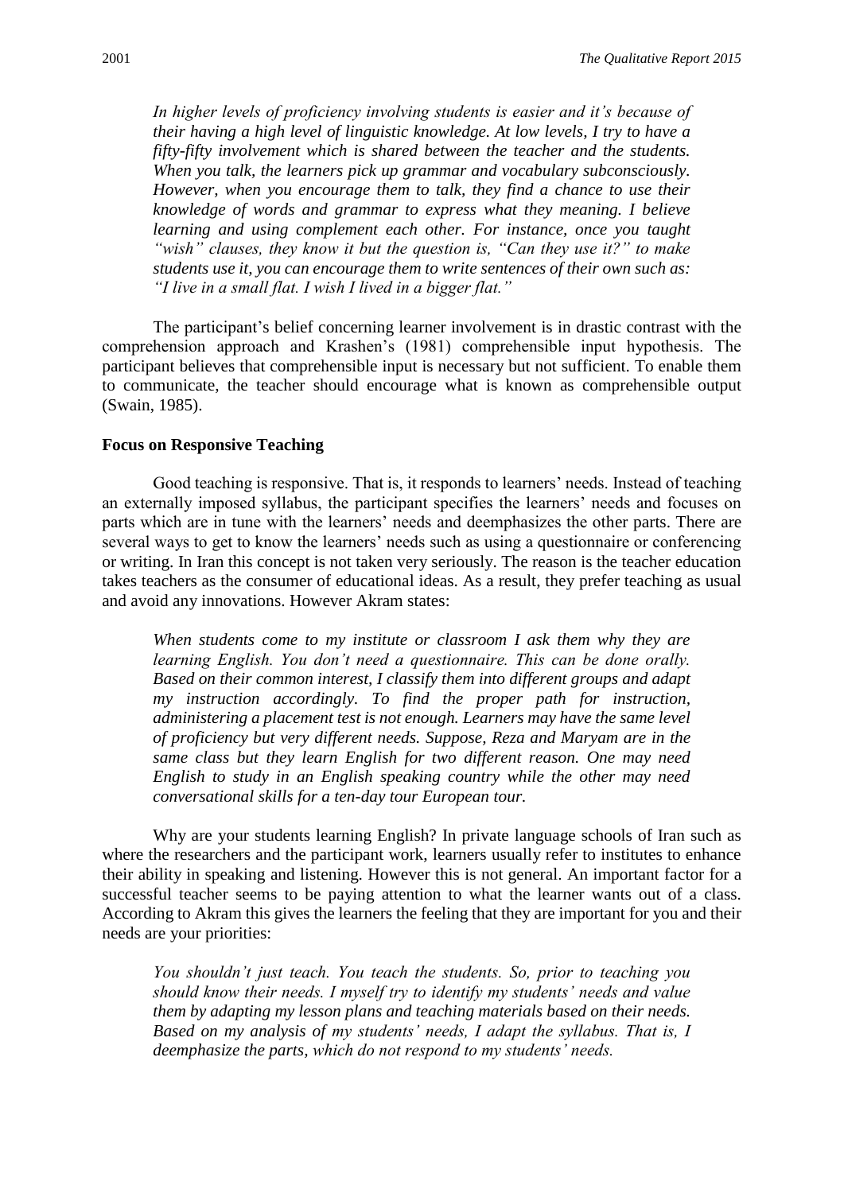*In higher levels of proficiency involving students is easier and it's because of their having a high level of linguistic knowledge. At low levels, I try to have a fifty-fifty involvement which is shared between the teacher and the students. When you talk, the learners pick up grammar and vocabulary subconsciously. However, when you encourage them to talk, they find a chance to use their knowledge of words and grammar to express what they meaning. I believe learning and using complement each other. For instance, once you taught "wish" clauses, they know it but the question is, "Can they use it?" to make students use it, you can encourage them to write sentences of their own such as: "I live in a small flat. I wish I lived in a bigger flat."*

The participant's belief concerning learner involvement is in drastic contrast with the comprehension approach and Krashen's (1981) comprehensible input hypothesis. The participant believes that comprehensible input is necessary but not sufficient. To enable them to communicate, the teacher should encourage what is known as comprehensible output (Swain, 1985).

**Focus on Responsive Teaching**

Good teaching is responsive. That is, it responds to learners' needs. Instead of teaching an externally imposed syllabus, the participant specifies the learners' needs and focuses on parts which are in tune with the learners' needs and deemphasizes the other parts. There are several ways to get to know the learners' needs such as using a questionnaire or conferencing or writing. In Iran this concept is not taken very seriously. The reason is the teacher education takes teachers as the consumer of educational ideas. As a result, they prefer teaching as usual and avoid any innovations. However Akram states:

*When students come to my institute or classroom I ask them why they are learning English. You don't need a questionnaire. This can be done orally. Based on their common interest, I classify them into different groups and adapt my instruction accordingly. To find the proper path for instruction, administering a placement test is not enough. Learners may have the same level of proficiency but very different needs. Suppose, Reza and Maryam are in the same class but they learn English for two different reason. One may need English to study in an English speaking country while the other may need conversational skills for a ten-day tour European tour.*

Why are your students learning English? In private language schools of Iran such as where the researchers and the participant work, learners usually refer to institutes to enhance their ability in speaking and listening. However this is not general. An important factor for a successful teacher seems to be paying attention to what the learner wants out of a class. According to Akram this gives the learners the feeling that they are important for you and their needs are your priorities:

*You shouldn't just teach. You teach the students. So, prior to teaching you should know their needs. I myself try to identify my students' needs and value them by adapting my lesson plans and teaching materials based on their needs. Based on my analysis of my students' needs, I adapt the syllabus. That is, I deemphasize the parts, which do not respond to my students' needs.*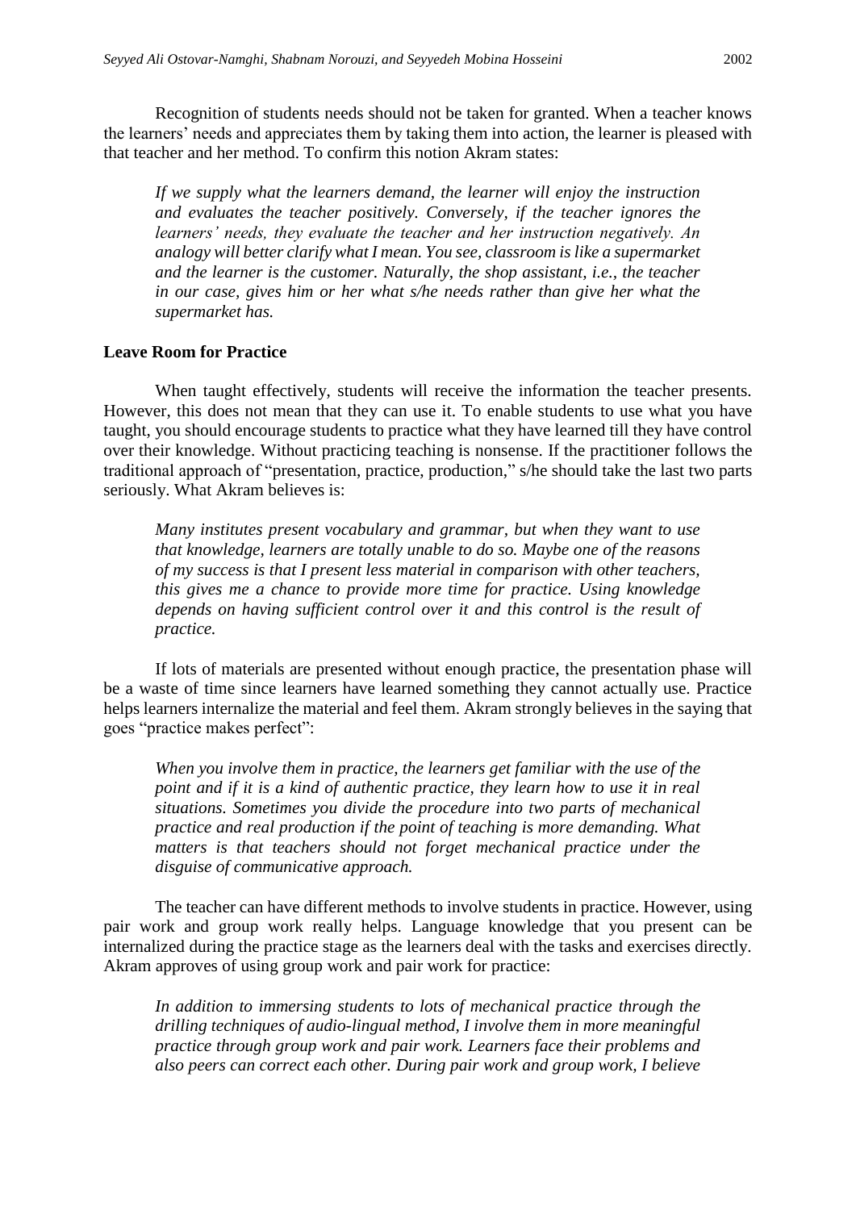Recognition of students needs should not be taken for granted. When a teacher knows the learners' needs and appreciates them by taking them into action, the learner is pleased with that teacher and her method. To confirm this notion Akram states:

> *If we supply what the learners demand, the learner will enjoy the instruction and evaluates the teacher positively. Conversely, if the teacher ignores the learners' needs, they evaluate the teacher and her instruction negatively. An analogy will better clarify what I mean. You see, classroom is like a supermarket and the learner is the customer. Naturally, the shop assistant, i.e., the teacher in our case, gives him or her what s/he needs rather than give her what the supermarket has.*

**Leave Room for Practice**

When taught effectively, students will receive the information the teacher presents. However, this does not mean that they can use it. To enable students to use what you have taught, you should encourage students to practice what they have learned till they have control over their knowledge. Without practicing teaching is nonsense. If the practitioner follows the traditional approach of "presentation, practice, production," s/he should take the last two parts seriously. What Akram believes is:

> *Many institutes present vocabulary and grammar, but when they want to use that knowledge, learners are totally unable to do so. Maybe one of the reasons of my success is that I present less material in comparison with other teachers, this gives me a chance to provide more time for practice. Using knowledge depends on having sufficient control over it and this control is the result of practice.*

If lots of materials are presented without enough practice, the presentation phase will be a waste of time since learners have learned something they cannot actually use. Practice helps learners internalize the material and feel them. Akram strongly believes in the saying that goes "practice makes perfect":

> *When you involve them in practice, the learners get familiar with the use of the point and if it is a kind of authentic practice, they learn how to use it in real situations. Sometimes you divide the procedure into two parts of mechanical practice and real production if the point of teaching is more demanding. What matters is that teachers should not forget mechanical practice under the disguise of communicative approach.*

The teacher can have different methods to involve students in practice. However, using pair work and group work really helps. Language knowledge that you present can be internalized during the practice stage as the learners deal with the tasks and exercises directly. Akram approves of using group work and pair work for practice:

> *In addition to immersing students to lots of mechanical practice through the drilling techniques of audio-lingual method, I involve them in more meaningful practice through group work and pair work. Learners face their problems and also peers can correct each other. During pair work and group work, I believe*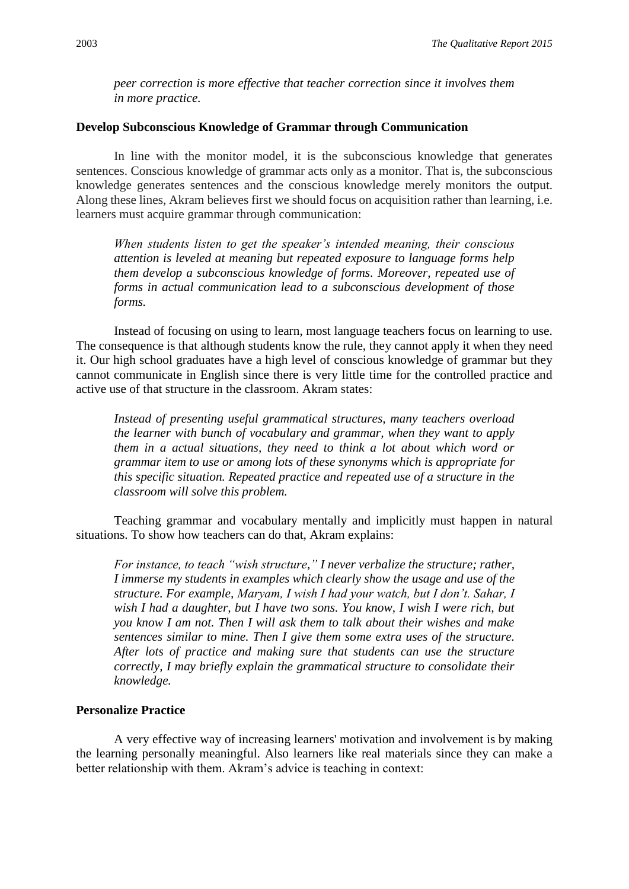*peer correction is more effective that teacher correction since it involves them in more practice.*

**Develop Subconscious Knowledge of Grammar through Communication**

In line with the monitor model, it is the subconscious knowledge that generates sentences. Conscious knowledge of grammar acts only as a monitor. That is, the subconscious knowledge generates sentences and the conscious knowledge merely monitors the output. Along these lines, Akram believes first we should focus on acquisition rather than learning, i.e. learners must acquire grammar through communication:

> *When students listen to get the speaker's intended meaning, their conscious attention is leveled at meaning but repeated exposure to language forms help them develop a subconscious knowledge of forms. Moreover, repeated use of forms in actual communication lead to a subconscious development of those forms.*

Instead of focusing on using to learn, most language teachers focus on learning to use. The consequence is that although students know the rule, they cannot apply it when they need it. Our high school graduates have a high level of conscious knowledge of grammar but they cannot communicate in English since there is very little time for the controlled practice and active use of that structure in the classroom. Akram states:

> *Instead of presenting useful grammatical structures, many teachers overload the learner with bunch of vocabulary and grammar, when they want to apply them in a actual situations, they need to think a lot about which word or grammar item to use or among lots of these synonyms which is appropriate for this specific situation. Repeated practice and repeated use of a structure in the classroom will solve this problem.*

Teaching grammar and vocabulary mentally and implicitly must happen in natural situations. To show how teachers can do that, Akram explains:

> *For instance, to teach "wish structure," I never verbalize the structure; rather, I immerse my students in examples which clearly show the usage and use of the structure. For example, Maryam, I wish I had your watch, but I don't. Sahar, I wish I had a daughter, but I have two sons. You know, I wish I were rich, but you know I am not. Then I will ask them to talk about their wishes and make sentences similar to mine. Then I give them some extra uses of the structure. After lots of practice and making sure that students can use the structure correctly, I may briefly explain the grammatical structure to consolidate their knowledge.*

**Personalize Practice**

A very effective way of increasing learners' motivation and involvement is by making the learning personally meaningful. Also learners like real materials since they can make a better relationship with them. Akram's advice is teaching in context: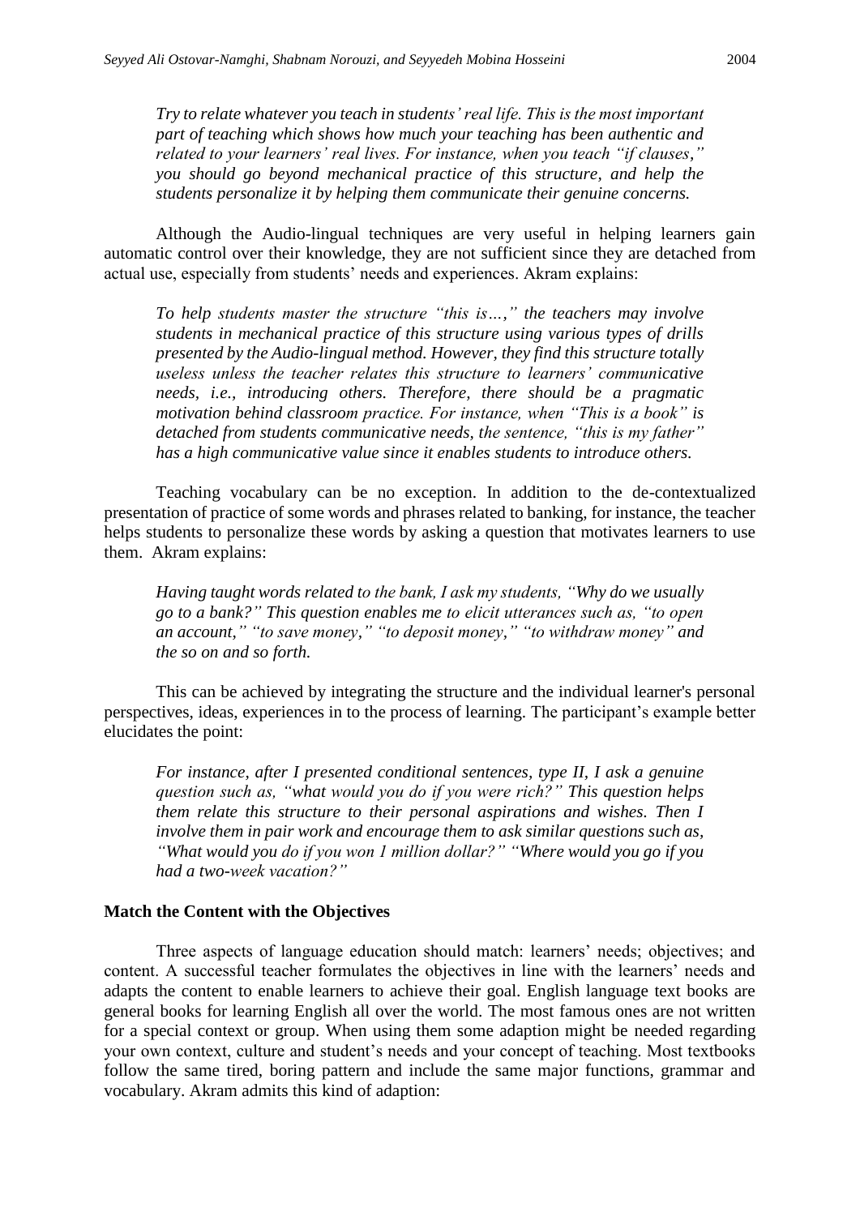*Try to relate whatever you teach in students' real life. This is the most important part of teaching which shows how much your teaching has been authentic and related to your learners' real lives. For instance, when you teach "if clauses," you should go beyond mechanical practice of this structure, and help the students personalize it by helping them communicate their genuine concerns.*

Although the Audio-lingual techniques are very useful in helping learners gain automatic control over their knowledge, they are not sufficient since they are detached from actual use, especially from students' needs and experiences. Akram explains:

*To help students master the structure "this is…," the teachers may involve students in mechanical practice of this structure using various types of drills presented by the Audio-lingual method. However, they find this structure totally useless unless the teacher relates this structure to learners' communicative needs, i.e., introducing others. Therefore, there should be a pragmatic motivation behind classroom practice. For instance, when "This is a book" is detached from students communicative needs, the sentence, "this is my father" has a high communicative value since it enables students to introduce others.*

Teaching vocabulary can be no exception. In addition to the de-contextualized presentation of practice of some words and phrases related to banking, for instance, the teacher helps students to personalize these words by asking a question that motivates learners to use them. Akram explains:

*Having taught words related to the bank, I ask my students, "Why do we usually go to a bank?" This question enables me to elicit utterances such as, "to open an account," "to save money," "to deposit money," "to withdraw money" and the so on and so forth.*

This can be achieved by integrating the structure and the individual learner's personal perspectives, ideas, experiences in to the process of learning. The participant's example better elucidates the point:

*For instance, after I presented conditional sentences, type II, I ask a genuine question such as, "what would you do if you were rich?" This question helps them relate this structure to their personal aspirations and wishes. Then I involve them in pair work and encourage them to ask similar questions such as, "What would you do if you won 1 million dollar?" "Where would you go if you had a two-week vacation?"*

**Match the Content with the Objectives**

Three aspects of language education should match: learners' needs; objectives; and content. A successful teacher formulates the objectives in line with the learners' needs and adapts the content to enable learners to achieve their goal. English language text books are general books for learning English all over the world. The most famous ones are not written for a special context or group. When using them some adaption might be needed regarding your own context, culture and student's needs and your concept of teaching. Most textbooks follow the same tired, boring pattern and include the same major functions, grammar and vocabulary. Akram admits this kind of adaption: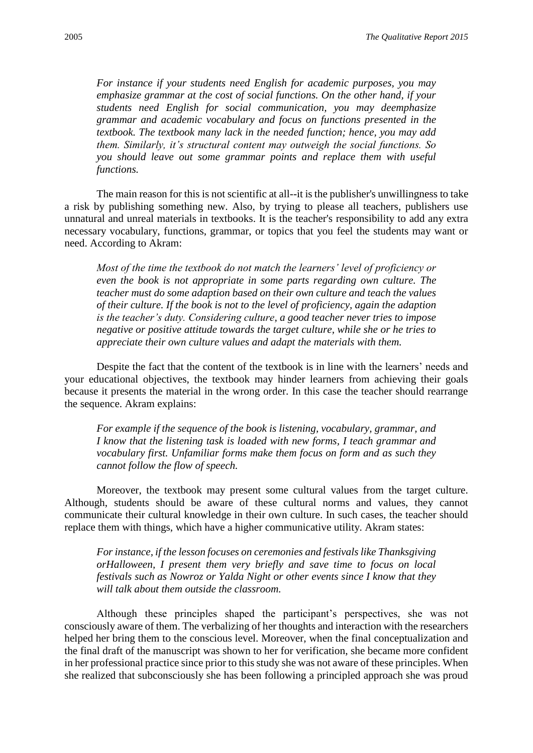*For instance if your students need English for academic purposes, you may emphasize grammar at the cost of social functions. On the other hand, if your students need English for social communication, you may deemphasize grammar and academic vocabulary and focus on functions presented in the textbook. The textbook many lack in the needed function; hence, you may add them. Similarly, it's structural content may outweigh the social functions. So you should leave out some grammar points and replace them with useful functions.*

The main reason for this is not scientific at all--it is the publisher's unwillingness to take a risk by publishing something new. Also, by trying to please all teachers, publishers use unnatural and unreal materials in textbooks. It is the teacher's responsibility to add any extra necessary vocabulary, functions, grammar, or topics that you feel the students may want or need. According to Akram:

*Most of the time the textbook do not match the learners' level of proficiency or even the book is not appropriate in some parts regarding own culture. The teacher must do some adaption based on their own culture and teach the values of their culture. If the book is not to the level of proficiency, again the adaption is the teacher's duty. Considering culture, a good teacher never tries to impose negative or positive attitude towards the target culture, while she or he tries to appreciate their own culture values and adapt the materials with them.*

Despite the fact that the content of the textbook is in line with the learners' needs and your educational objectives, the textbook may hinder learners from achieving their goals because it presents the material in the wrong order. In this case the teacher should rearrange the sequence. Akram explains:

*For example if the sequence of the book is listening, vocabulary, grammar, and I know that the listening task is loaded with new forms, I teach grammar and vocabulary first. Unfamiliar forms make them focus on form and as such they cannot follow the flow of speech.*

Moreover, the textbook may present some cultural values from the target culture. Although, students should be aware of these cultural norms and values, they cannot communicate their cultural knowledge in their own culture. In such cases, the teacher should replace them with things, which have a higher communicative utility. Akram states:

*For instance, if the lesson focuses on ceremonies and festivals like Thanksgiving orHalloween, I present them very briefly and save time to focus on local festivals such as Nowroz or Yalda Night or other events since I know that they will talk about them outside the classroom.*

Although these principles shaped the participant's perspectives, she was not consciously aware of them. The verbalizing of her thoughts and interaction with the researchers helped her bring them to the conscious level. Moreover, when the final conceptualization and the final draft of the manuscript was shown to her for verification, she became more confident in her professional practice since prior to this study she was not aware of these principles. When she realized that subconsciously she has been following a principled approach she was proud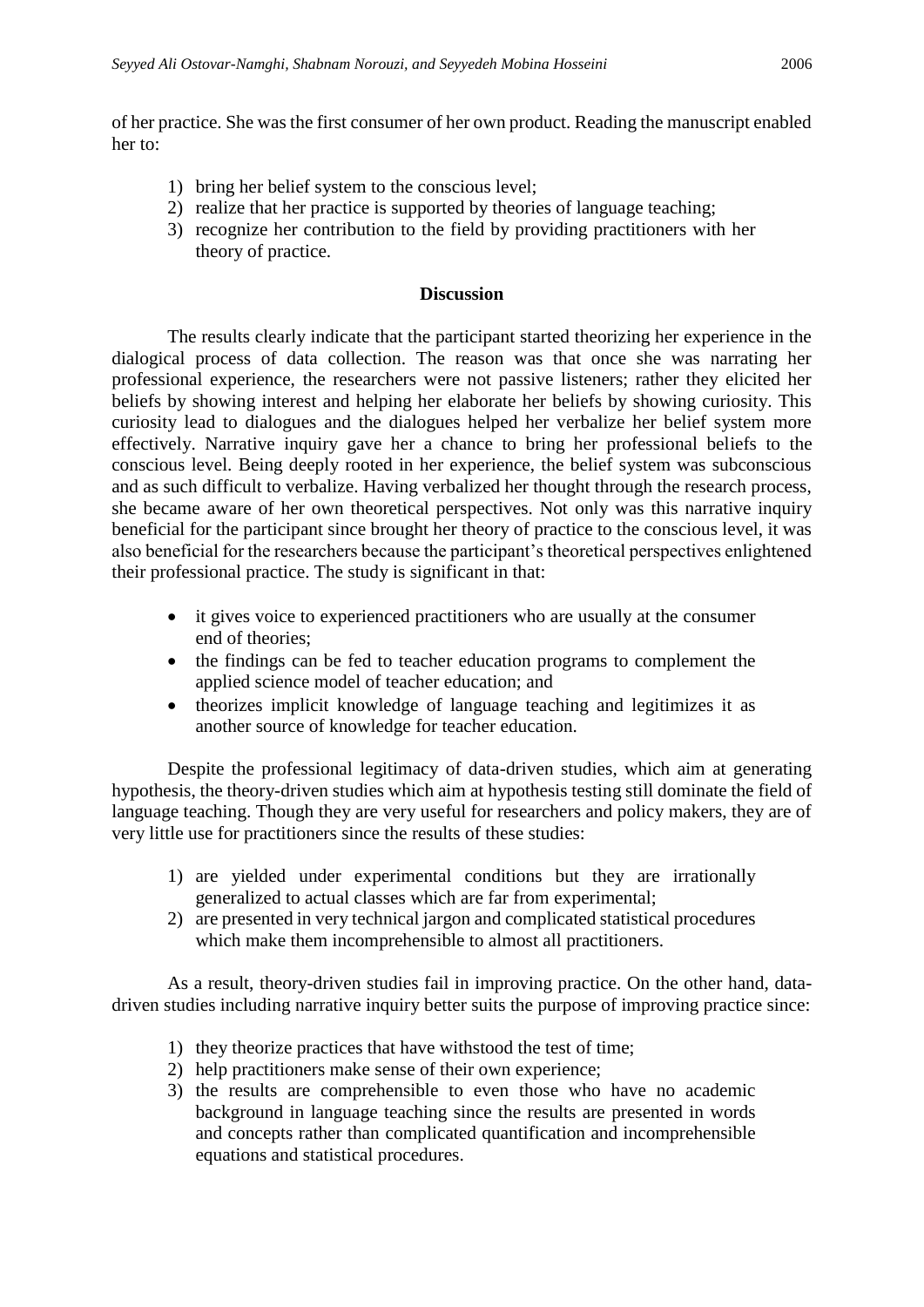of her practice. She was the first consumer of her own product. Reading the manuscript enabled her to:

1) bring her belief system to the conscious level;
2) realize that her practice is supported by theories of language teaching;
3) recognize her contribution to the field by providing practitioners with her theory of practice.

## Discussion

The results clearly indicate that the participant started theorizing her experience in the dialogical process of data collection. The reason was that once she was narrating her professional experience, the researchers were not passive listeners; rather they elicited her beliefs by showing interest and helping her elaborate her beliefs by showing curiosity. This curiosity lead to dialogues and the dialogues helped her verbalize her belief system more effectively. Narrative inquiry gave her a chance to bring her professional beliefs to the conscious level. Being deeply rooted in her experience, the belief system was subconscious and as such difficult to verbalize. Having verbalized her thought through the research process, she became aware of her own theoretical perspectives. Not only was this narrative inquiry beneficial for the participant since brought her theory of practice to the conscious level, it was also beneficial for the researchers because the participant's theoretical perspectives enlightened their professional practice. The study is significant in that:

- it gives voice to experienced practitioners who are usually at the consumer end of theories;
- the findings can be fed to teacher education programs to complement the applied science model of teacher education; and
- theorizes implicit knowledge of language teaching and legitimizes it as another source of knowledge for teacher education.

Despite the professional legitimacy of data-driven studies, which aim at generating hypothesis, the theory-driven studies which aim at hypothesis testing still dominate the field of language teaching. Though they are very useful for researchers and policy makers, they are of very little use for practitioners since the results of these studies:

1) are yielded under experimental conditions but they are irrationally generalized to actual classes which are far from experimental;
2) are presented in very technical jargon and complicated statistical procedures which make them incomprehensible to almost all practitioners.

As a result, theory-driven studies fail in improving practice. On the other hand, data-driven studies including narrative inquiry better suits the purpose of improving practice since:

1) they theorize practices that have withstood the test of time;
2) help practitioners make sense of their own experience;
3) the results are comprehensible to even those who have no academic background in language teaching since the results are presented in words and concepts rather than complicated quantification and incomprehensible equations and statistical procedures.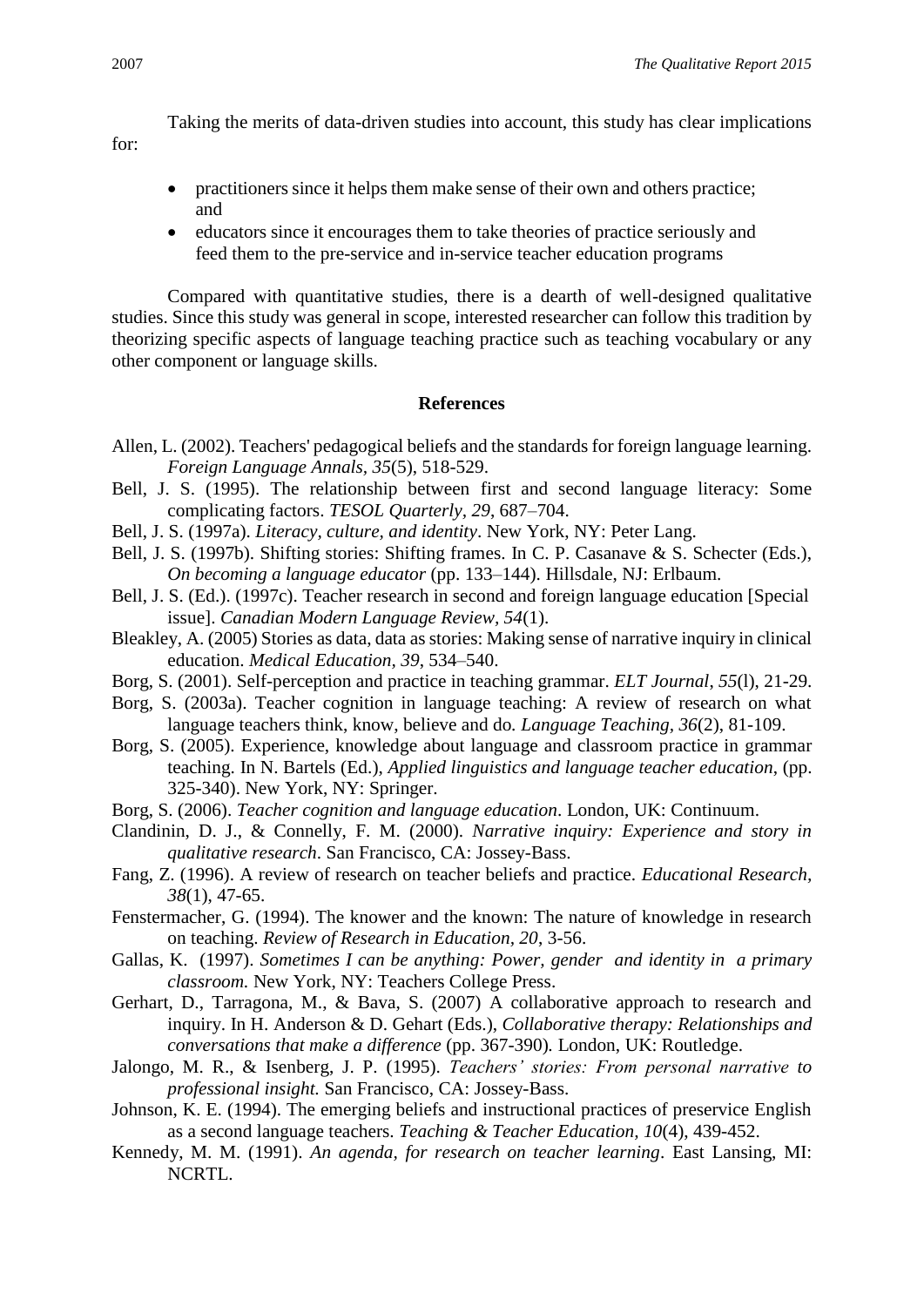Taking the merits of data-driven studies into account, this study has clear implications for:

- practitioners since it helps them make sense of their own and others practice; and
- educators since it encourages them to take theories of practice seriously and feed them to the pre-service and in-service teacher education programs

Compared with quantitative studies, there is a dearth of well-designed qualitative studies. Since this study was general in scope, interested researcher can follow this tradition by theorizing specific aspects of language teaching practice such as teaching vocabulary or any other component or language skills.

## References

Allen, L. (2002). Teachers' pedagogical beliefs and the standards for foreign language learning. *Foreign Language Annals, 35*(5), 518-529.

Bell, J. S. (1995). The relationship between first and second language literacy: Some complicating factors. *TESOL Quarterly, 29*, 687–704.

Bell, J. S. (1997a). *Literacy, culture, and identity*. New York, NY: Peter Lang.

Bell, J. S. (1997b). Shifting stories: Shifting frames. In C. P. Casanave & S. Schecter (Eds.), *On becoming a language educator* (pp. 133–144). Hillsdale, NJ: Erlbaum.

Bell, J. S. (Ed.). (1997c). Teacher research in second and foreign language education [Special issue]. *Canadian Modern Language Review*, *54*(1).

Bleakley, A. (2005) Stories as data, data as stories: Making sense of narrative inquiry in clinical education. *Medical Education*, *39*, 534–540.

Borg, S. (2001). Self-perception and practice in teaching grammar. *ELT Journal*, *55*(l), 21-29.

Borg, S. (2003a). Teacher cognition in language teaching: A review of research on what language teachers think, know, believe and do*. Language Teaching, 36*(2), 81-109.

Borg, S. (2005). Experience, knowledge about language and classroom practice in grammar teaching. In N. Bartels (Ed.), *Applied linguistics and language teacher education*, (pp. 325-340). New York, NY: Springer.

Borg, S. (2006). *Teacher cognition and language education*. London, UK: Continuum.

Clandinin, D. J., & Connelly, F. M. (2000). *Narrative inquiry: Experience and story in qualitative research*. San Francisco, CA: Jossey-Bass.

Fang, Z. (1996). A review of research on teacher beliefs and practice. *Educational Research, 38*(1), 47-65.

Fenstermacher, G. (1994). The knower and the known: The nature of knowledge in research on teaching. *Review of Research in Education, 20*, 3-56.

Gallas, K. (1997). *Sometimes I can be anything: Power, gender and identity in a primary classroom.* New York, NY: Teachers College Press.

Gerhart, D., Tarragona, M., & Bava, S. (2007) A collaborative approach to research and inquiry. In H. Anderson & D. Gehart (Eds.), *Collaborative therapy: Relationships and conversations that make a difference* (pp. 367-390)*.* London, UK: Routledge.

Jalongo, M. R., & Isenberg, J. P. (1995). *Teachers' stories: From personal narrative to professional insight.* San Francisco, CA: Jossey-Bass.

Johnson, K. E. (1994). The emerging beliefs and instructional practices of preservice English as a second language teachers. *Teaching & Teacher Education*, *10*(4), 439-452.

Kennedy, M. M. (1991). *An agenda, for research on teacher learning*. East Lansing, MI: NCRTL.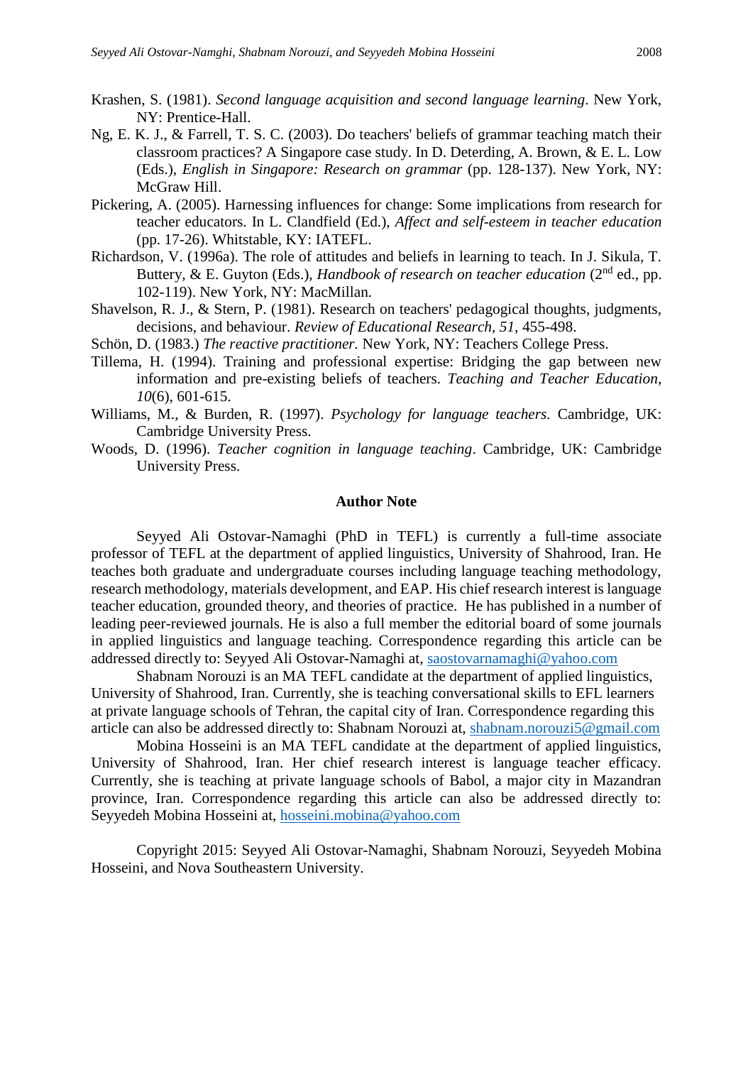Krashen, S. (1981). *Second language acquisition and second language learning*. New York, NY: Prentice-Hall.

Ng, E. K. J., & Farrell, T. S. C. (2003). Do teachers' beliefs of grammar teaching match their classroom practices? A Singapore case study. In D. Deterding, A. Brown, & E. L. Low (Eds.), *English in Singapore: Research on grammar* (pp. 128-137). New York, NY: McGraw Hill.

Pickering, A. (2005). Harnessing influences for change: Some implications from research for teacher educators. In L. Clandfield (Ed.), *Affect and self-esteem in teacher education* (pp. 17-26). Whitstable, KY: IATEFL.

Richardson, V. (1996a). The role of attitudes and beliefs in learning to teach. In J. Sikula, T. Buttery, & E. Guyton (Eds.), *Handbook of research on teacher education* (2nd ed., pp. 102-119). New York, NY: MacMillan.

Shavelson, R. J., & Stern, P. (1981). Research on teachers' pedagogical thoughts, judgments, decisions, and behaviour. *Review of Educational Research, 51*, 455-498.

Schön, D. (1983.) *The reactive practitioner*. New York, NY: Teachers College Press.

Tillema, H. (1994). Training and professional expertise: Bridging the gap between new information and pre-existing beliefs of teachers. *Teaching and Teacher Education, 10*(6), 601-615.

Williams, M., & Burden, R. (1997). *Psychology for language teachers*. Cambridge, UK: Cambridge University Press.

Woods, D. (1996). *Teacher cognition in language teaching*. Cambridge, UK: Cambridge University Press.

## Author Note

Seyyed Ali Ostovar-Namaghi (PhD in TEFL) is currently a full-time associate professor of TEFL at the department of applied linguistics, University of Shahrood, Iran. He teaches both graduate and undergraduate courses including language teaching methodology, research methodology, materials development, and EAP. His chief research interest is language teacher education, grounded theory, and theories of practice. He has published in a number of leading peer-reviewed journals. He is also a full member the editorial board of some journals in applied linguistics and language teaching. Correspondence regarding this article can be addressed directly to: Seyyed Ali Ostovar-Namaghi at, saostovarnamaghi@yahoo.com

Shabnam Norouzi is an MA TEFL candidate at the department of applied linguistics, University of Shahrood, Iran. Currently, she is teaching conversational skills to EFL learners at private language schools of Tehran, the capital city of Iran. Correspondence regarding this article can also be addressed directly to: Shabnam Norouzi at, shabnam.norouzi5@gmail.com

Mobina Hosseini is an MA TEFL candidate at the department of applied linguistics, University of Shahrood, Iran. Her chief research interest is language teacher efficacy. Currently, she is teaching at private language schools of Babol, a major city in Mazandran province, Iran. Correspondence regarding this article can also be addressed directly to: Seyyedeh Mobina Hosseini at, hosseini.mobina@yahoo.com

Copyright 2015: Seyyed Ali Ostovar-Namaghi, Shabnam Norouzi, Seyyedeh Mobina Hosseini, and Nova Southeastern University.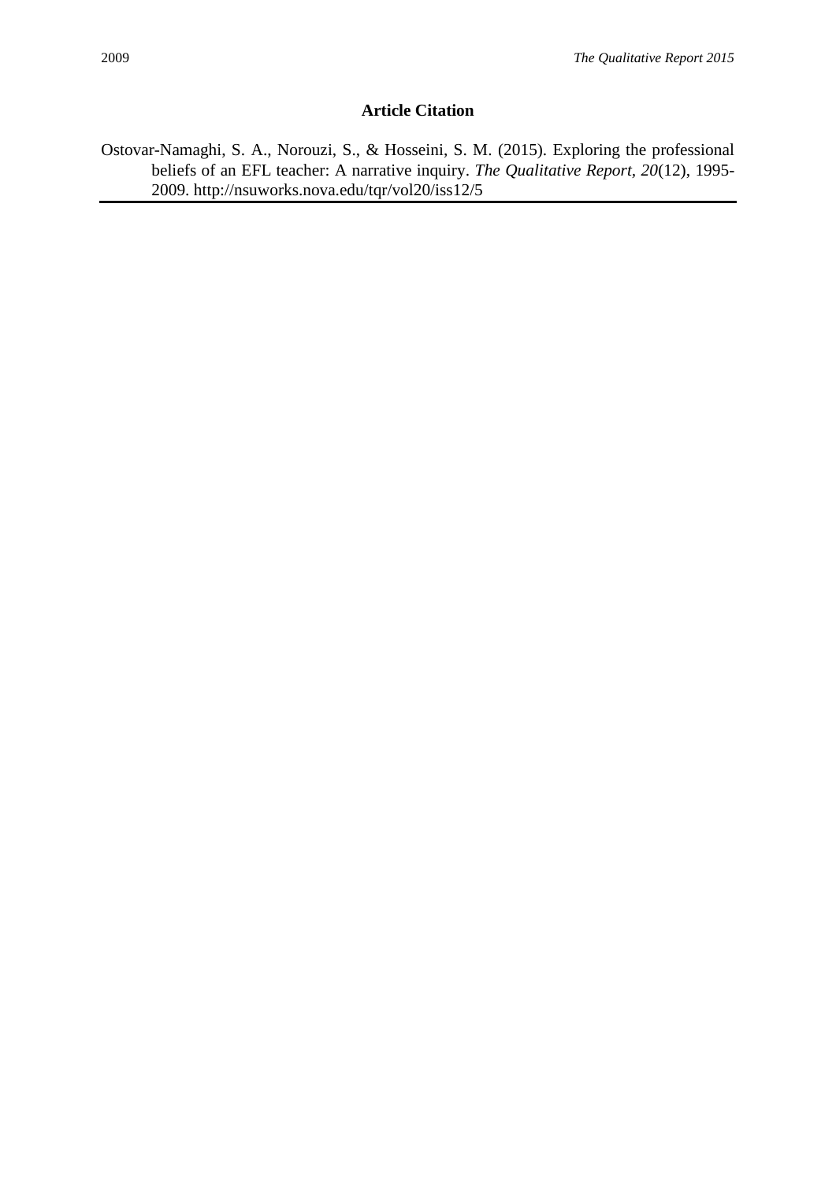## Article Citation

Ostovar-Namaghi, S. A., Norouzi, S., & Hosseini, S. M. (2015). Exploring the professional beliefs of an EFL teacher: A narrative inquiry. *The Qualitative Report, 20*(12), 1995-2009. http://nsuworks.nova.edu/tqr/vol20/iss12/5